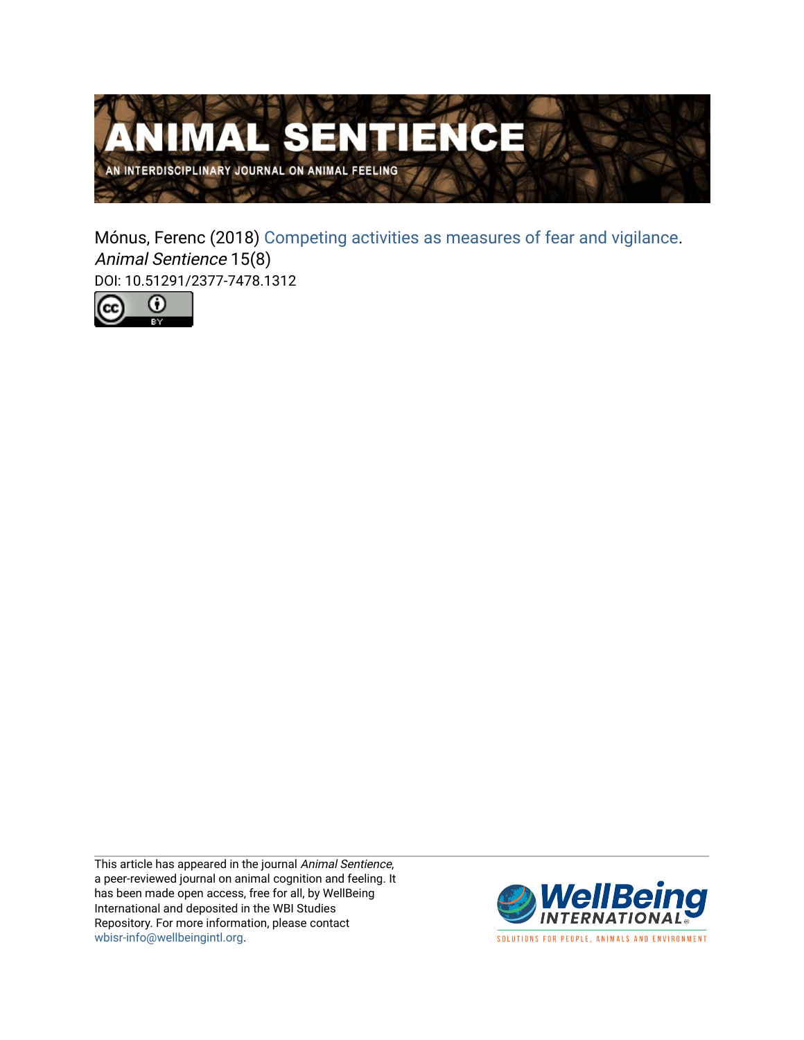# ANIMAL SENTIENCE

AN INTERDISCIPLINARY JOURNAL ON ANIMAL FEELING

Mónus, Ferenc (2018) Competing activities as measures of fear and vigilance. *Animal Sentience* 15(8)

DOI: 10.51291/2377-7478.1312

This article has appeared in the journal *Animal Sentience*, a peer-reviewed journal on animal cognition and feeling. It has been made open access, free for all, by WellBeing International and deposited in the WBI Studies Repository. For more information, please contact wbisr-info@wellbeingintl.org.

WellBeing INTERNATIONAL

SOLUTIONS FOR PEOPLE, ANIMALS AND ENVIRONMENT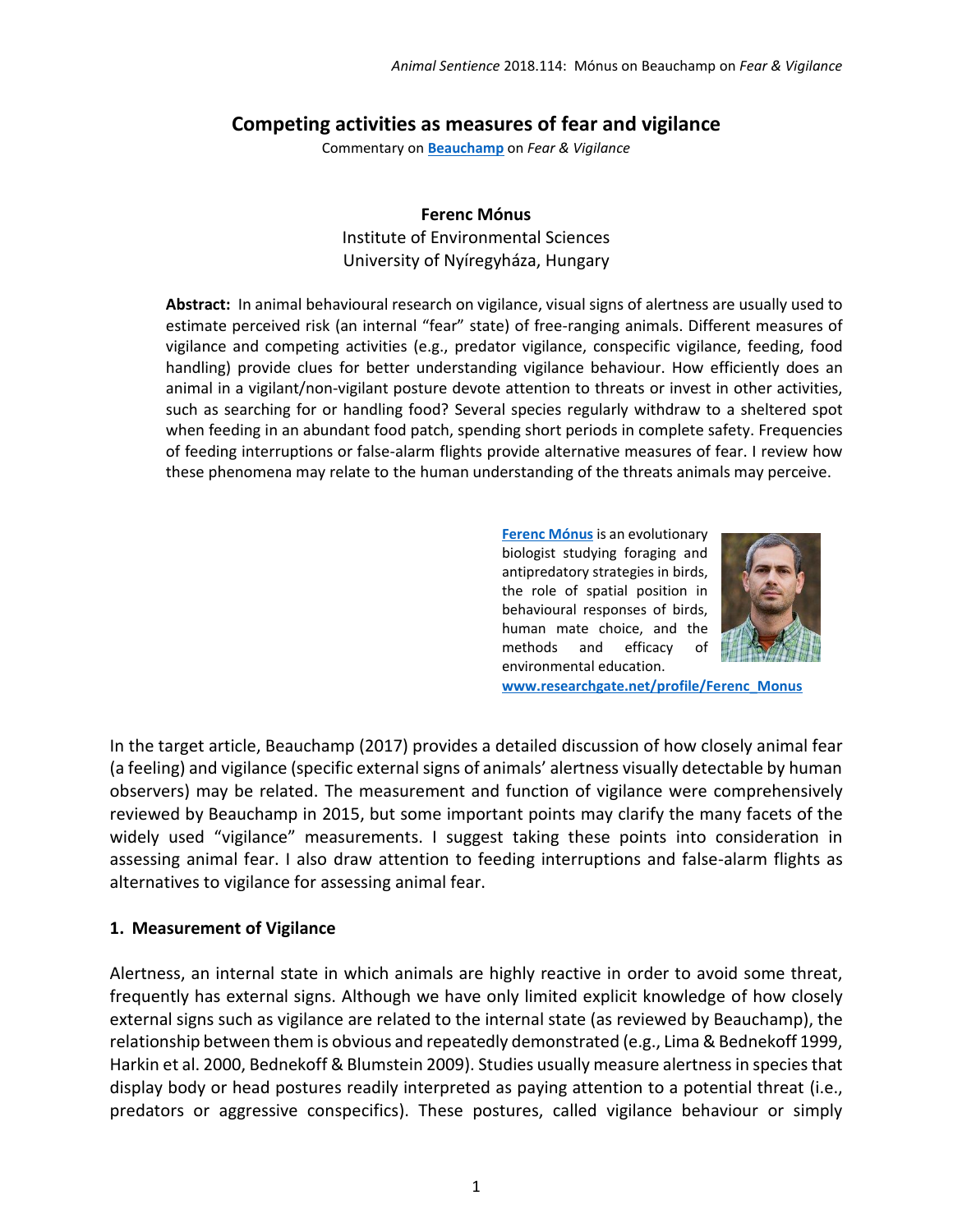## Competing activities as measures of fear and vigilance

Commentary on **Beauchamp** on *Fear & Vigilance*

**Ferenc Mónus**

Institute of Environmental Sciences
University of Nyíregyháza, Hungary

**Abstract:** In animal behavioural research on vigilance, visual signs of alertness are usually used to estimate perceived risk (an internal "fear" state) of free-ranging animals. Different measures of vigilance and competing activities (e.g., predator vigilance, conspecific vigilance, feeding, food handling) provide clues for better understanding vigilance behaviour. How efficiently does an animal in a vigilant/non-vigilant posture devote attention to threats or invest in other activities, such as searching for or handling food? Several species regularly withdraw to a sheltered spot when feeding in an abundant food patch, spending short periods in complete safety. Frequencies of feeding interruptions or false-alarm flights provide alternative measures of fear. I review how these phenomena may relate to the human understanding of the threats animals may perceive.

**Ferenc Mónus** is an evolutionary biologist studying foraging and antipredatory strategies in birds, the role of spatial position in behavioural responses of birds, human mate choice, and the methods and efficacy of environmental education.
**www.researchgate.net/profile/Ferenc_Monus**

In the target article, Beauchamp (2017) provides a detailed discussion of how closely animal fear (a feeling) and vigilance (specific external signs of animals' alertness visually detectable by human observers) may be related. The measurement and function of vigilance were comprehensively reviewed by Beauchamp in 2015, but some important points may clarify the many facets of the widely used "vigilance" measurements. I suggest taking these points into consideration in assessing animal fear. I also draw attention to feeding interruptions and false-alarm flights as alternatives to vigilance for assessing animal fear.

### 1. Measurement of Vigilance

Alertness, an internal state in which animals are highly reactive in order to avoid some threat, frequently has external signs. Although we have only limited explicit knowledge of how closely external signs such as vigilance are related to the internal state (as reviewed by Beauchamp), the relationship between them is obvious and repeatedly demonstrated (e.g., Lima & Bednekoff 1999, Harkin et al. 2000, Bednekoff & Blumstein 2009). Studies usually measure alertness in species that display body or head postures readily interpreted as paying attention to a potential threat (i.e., predators or aggressive conspecifics). These postures, called vigilance behaviour or simply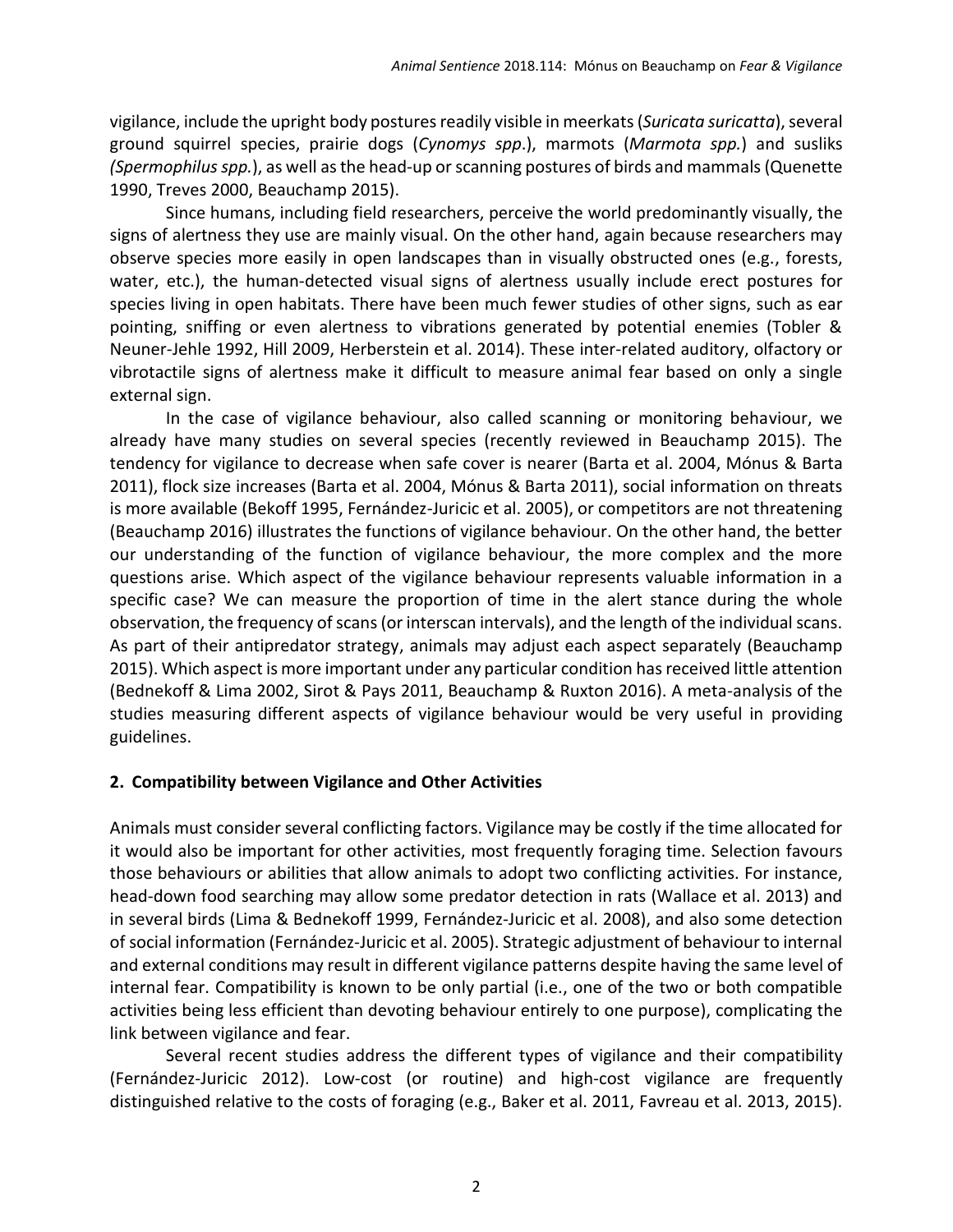vigilance, include the upright body postures readily visible in meerkats (*Suricata suricatta*), several ground squirrel species, prairie dogs (*Cynomys spp*.), marmots (*Marmota spp.*) and susliks *(Spermophilus spp.*), as well as the head-up or scanning postures of birds and mammals (Quenette 1990, Treves 2000, Beauchamp 2015).

Since humans, including field researchers, perceive the world predominantly visually, the signs of alertness they use are mainly visual. On the other hand, again because researchers may observe species more easily in open landscapes than in visually obstructed ones (e.g., forests, water, etc.), the human-detected visual signs of alertness usually include erect postures for species living in open habitats. There have been much fewer studies of other signs, such as ear pointing, sniffing or even alertness to vibrations generated by potential enemies (Tobler & Neuner-Jehle 1992, Hill 2009, Herberstein et al. 2014). These inter-related auditory, olfactory or vibrotactile signs of alertness make it difficult to measure animal fear based on only a single external sign.

In the case of vigilance behaviour, also called scanning or monitoring behaviour, we already have many studies on several species (recently reviewed in Beauchamp 2015). The tendency for vigilance to decrease when safe cover is nearer (Barta et al. 2004, Mónus & Barta 2011), flock size increases (Barta et al. 2004, Mónus & Barta 2011), social information on threats is more available (Bekoff 1995, Fernández-Juricic et al. 2005), or competitors are not threatening (Beauchamp 2016) illustrates the functions of vigilance behaviour. On the other hand, the better our understanding of the function of vigilance behaviour, the more complex and the more questions arise. Which aspect of the vigilance behaviour represents valuable information in a specific case? We can measure the proportion of time in the alert stance during the whole observation, the frequency of scans (or interscan intervals), and the length of the individual scans. As part of their antipredator strategy, animals may adjust each aspect separately (Beauchamp 2015). Which aspect is more important under any particular condition has received little attention (Bednekoff & Lima 2002, Sirot & Pays 2011, Beauchamp & Ruxton 2016). A meta-analysis of the studies measuring different aspects of vigilance behaviour would be very useful in providing guidelines.

## 2. Compatibility between Vigilance and Other Activities

Animals must consider several conflicting factors. Vigilance may be costly if the time allocated for it would also be important for other activities, most frequently foraging time. Selection favours those behaviours or abilities that allow animals to adopt two conflicting activities. For instance, head-down food searching may allow some predator detection in rats (Wallace et al. 2013) and in several birds (Lima & Bednekoff 1999, Fernández-Juricic et al. 2008), and also some detection of social information (Fernández-Juricic et al. 2005). Strategic adjustment of behaviour to internal and external conditions may result in different vigilance patterns despite having the same level of internal fear. Compatibility is known to be only partial (i.e., one of the two or both compatible activities being less efficient than devoting behaviour entirely to one purpose), complicating the link between vigilance and fear.

Several recent studies address the different types of vigilance and their compatibility (Fernández-Juricic 2012). Low-cost (or routine) and high-cost vigilance are frequently distinguished relative to the costs of foraging (e.g., Baker et al. 2011, Favreau et al. 2013, 2015).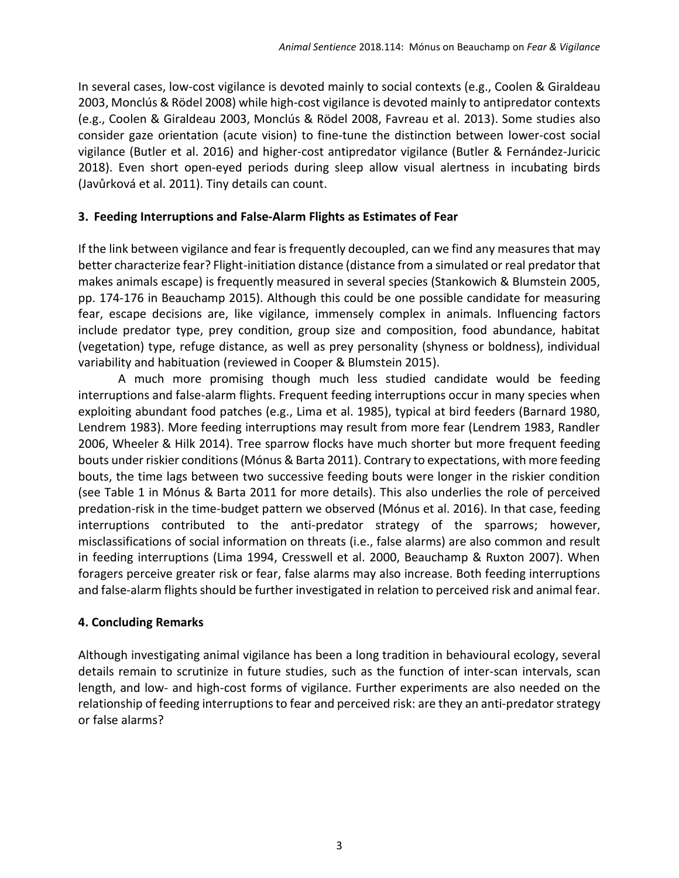In several cases, low-cost vigilance is devoted mainly to social contexts (e.g., Coolen & Giraldeau 2003, Monclús & Rödel 2008) while high-cost vigilance is devoted mainly to antipredator contexts (e.g., Coolen & Giraldeau 2003, Monclús & Rödel 2008, Favreau et al. 2013). Some studies also consider gaze orientation (acute vision) to fine-tune the distinction between lower-cost social vigilance (Butler et al. 2016) and higher-cost antipredator vigilance (Butler & Fernández-Juricic 2018). Even short open-eyed periods during sleep allow visual alertness in incubating birds (Javůrková et al. 2011). Tiny details can count.

## 3. Feeding Interruptions and False-Alarm Flights as Estimates of Fear

If the link between vigilance and fear is frequently decoupled, can we find any measures that may better characterize fear? Flight-initiation distance (distance from a simulated or real predator that makes animals escape) is frequently measured in several species (Stankowich & Blumstein 2005, pp. 174-176 in Beauchamp 2015). Although this could be one possible candidate for measuring fear, escape decisions are, like vigilance, immensely complex in animals. Influencing factors include predator type, prey condition, group size and composition, food abundance, habitat (vegetation) type, refuge distance, as well as prey personality (shyness or boldness), individual variability and habituation (reviewed in Cooper & Blumstein 2015).

A much more promising though much less studied candidate would be feeding interruptions and false-alarm flights. Frequent feeding interruptions occur in many species when exploiting abundant food patches (e.g., Lima et al. 1985), typical at bird feeders (Barnard 1980, Lendrem 1983). More feeding interruptions may result from more fear (Lendrem 1983, Randler 2006, Wheeler & Hilk 2014). Tree sparrow flocks have much shorter but more frequent feeding bouts under riskier conditions (Mónus & Barta 2011). Contrary to expectations, with more feeding bouts, the time lags between two successive feeding bouts were longer in the riskier condition (see Table 1 in Mónus & Barta 2011 for more details). This also underlies the role of perceived predation-risk in the time-budget pattern we observed (Mónus et al. 2016). In that case, feeding interruptions contributed to the anti-predator strategy of the sparrows; however, misclassifications of social information on threats (i.e., false alarms) are also common and result in feeding interruptions (Lima 1994, Cresswell et al. 2000, Beauchamp & Ruxton 2007). When foragers perceive greater risk or fear, false alarms may also increase. Both feeding interruptions and false-alarm flights should be further investigated in relation to perceived risk and animal fear.

## 4. Concluding Remarks

Although investigating animal vigilance has been a long tradition in behavioural ecology, several details remain to scrutinize in future studies, such as the function of inter-scan intervals, scan length, and low- and high-cost forms of vigilance. Further experiments are also needed on the relationship of feeding interruptions to fear and perceived risk: are they an anti-predator strategy or false alarms?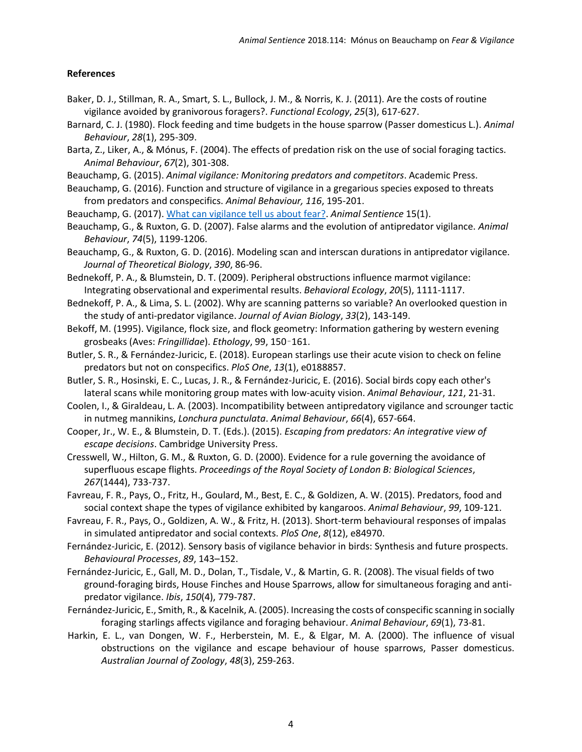## References

Baker, D. J., Stillman, R. A., Smart, S. L., Bullock, J. M., & Norris, K. J. (2011). Are the costs of routine vigilance avoided by granivorous foragers?. *Functional Ecology*, *25*(3), 617-627.

Barnard, C. J. (1980). Flock feeding and time budgets in the house sparrow (Passer domesticus L.). *Animal Behaviour*, *28*(1), 295-309.

Barta, Z., Liker, A., & Mónus, F. (2004). The effects of predation risk on the use of social foraging tactics. *Animal Behaviour*, *67*(2), 301-308.

Beauchamp, G. (2015). *Animal vigilance: Monitoring predators and competitors*. Academic Press.

Beauchamp, G. (2016). Function and structure of vigilance in a gregarious species exposed to threats from predators and conspecifics. *Animal Behaviour, 116*, 195-201.

Beauchamp, G. (2017). [What can vigilance tell us about fear?](). *Animal Sentience* 15(1).

Beauchamp, G., & Ruxton, G. D. (2007). False alarms and the evolution of antipredator vigilance. *Animal Behaviour*, *74*(5), 1199-1206.

Beauchamp, G., & Ruxton, G. D. (2016). Modeling scan and interscan durations in antipredator vigilance. *Journal of Theoretical Biology*, *390*, 86-96.

Bednekoff, P. A., & Blumstein, D. T. (2009). Peripheral obstructions influence marmot vigilance: Integrating observational and experimental results. *Behavioral Ecology*, *20*(5), 1111-1117.

Bednekoff, P. A., & Lima, S. L. (2002). Why are scanning patterns so variable? An overlooked question in the study of anti-predator vigilance. *Journal of Avian Biology*, *33*(2), 143-149.

Bekoff, M. (1995). Vigilance, flock size, and flock geometry: Information gathering by western evening grosbeaks (Aves: *Fringillidae*). *Ethology*, 99, 150‑161.

Butler, S. R., & Fernández-Juricic, E. (2018). European starlings use their acute vision to check on feline predators but not on conspecifics. *PloS One*, *13*(1), e0188857.

Butler, S. R., Hosinski, E. C., Lucas, J. R., & Fernández-Juricic, E. (2016). Social birds copy each other's lateral scans while monitoring group mates with low-acuity vision. *Animal Behaviour*, *121*, 21-31.

Coolen, I., & Giraldeau, L. A. (2003). Incompatibility between antipredatory vigilance and scrounger tactic in nutmeg mannikins, *Lonchura punctulata*. *Animal Behaviour*, *66*(4), 657-664.

Cooper, Jr., W. E., & Blumstein, D. T. (Eds.). (2015). *Escaping from predators: An integrative view of escape decisions*. Cambridge University Press.

Cresswell, W., Hilton, G. M., & Ruxton, G. D. (2000). Evidence for a rule governing the avoidance of superfluous escape flights. *Proceedings of the Royal Society of London B: Biological Sciences*, *267*(1444), 733-737.

Favreau, F. R., Pays, O., Fritz, H., Goulard, M., Best, E. C., & Goldizen, A. W. (2015). Predators, food and social context shape the types of vigilance exhibited by kangaroos. *Animal Behaviour*, *99*, 109-121.

Favreau, F. R., Pays, O., Goldizen, A. W., & Fritz, H. (2013). Short-term behavioural responses of impalas in simulated antipredator and social contexts. *PloS One*, *8*(12), e84970.

Fernández-Juricic, E. (2012). Sensory basis of vigilance behavior in birds: Synthesis and future prospects. *Behavioural Processes*, *89*, 143–152.

Fernández-Juricic, E., Gall, M. D., Dolan, T., Tisdale, V., & Martin, G. R. (2008). The visual fields of two ground-foraging birds, House Finches and House Sparrows, allow for simultaneous foraging and anti-predator vigilance. *Ibis*, *150*(4), 779-787.

Fernández-Juricic, E., Smith, R., & Kacelnik, A. (2005). Increasing the costs of conspecific scanning in socially foraging starlings affects vigilance and foraging behaviour. *Animal Behaviour*, *69*(1), 73-81.

Harkin, E. L., van Dongen, W. F., Herberstein, M. E., & Elgar, M. A. (2000). The influence of visual obstructions on the vigilance and escape behaviour of house sparrows, Passer domesticus. *Australian Journal of Zoology*, *48*(3), 259-263.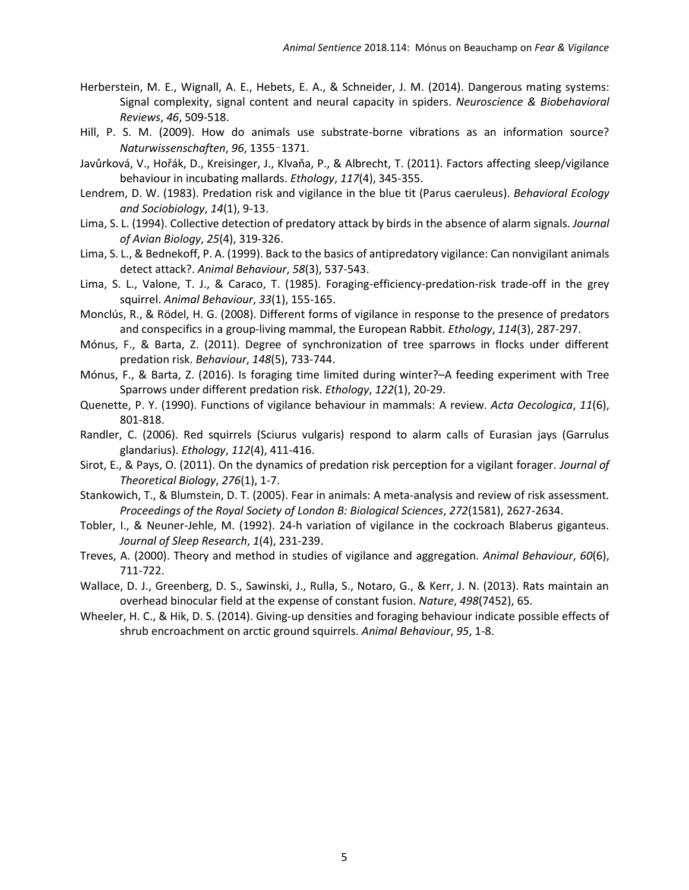Herberstein, M. E., Wignall, A. E., Hebets, E. A., & Schneider, J. M. (2014). Dangerous mating systems: Signal complexity, signal content and neural capacity in spiders. *Neuroscience & Biobehavioral Reviews*, *46*, 509-518.

Hill, P. S. M. (2009). How do animals use substrate-borne vibrations as an information source? *Naturwissenschaften*, *96*, 1355‑1371.

Javůrková, V., Hořák, D., Kreisinger, J., Klvaňa, P., & Albrecht, T. (2011). Factors affecting sleep/vigilance behaviour in incubating mallards. *Ethology*, *117*(4), 345-355.

Lendrem, D. W. (1983). Predation risk and vigilance in the blue tit (Parus caeruleus). *Behavioral Ecology and Sociobiology*, *14*(1), 9-13.

Lima, S. L. (1994). Collective detection of predatory attack by birds in the absence of alarm signals. *Journal of Avian Biology*, *25*(4), 319-326.

Lima, S. L., & Bednekoff, P. A. (1999). Back to the basics of antipredatory vigilance: Can nonvigilant animals detect attack?. *Animal Behaviour*, *58*(3), 537-543.

Lima, S. L., Valone, T. J., & Caraco, T. (1985). Foraging-efficiency-predation-risk trade-off in the grey squirrel. *Animal Behaviour*, *33*(1), 155-165.

Monclús, R., & Rödel, H. G. (2008). Different forms of vigilance in response to the presence of predators and conspecifics in a group-living mammal, the European Rabbit. *Ethology*, *114*(3), 287-297.

Mónus, F., & Barta, Z. (2011). Degree of synchronization of tree sparrows in flocks under different predation risk. *Behaviour*, *148*(5), 733-744.

Mónus, F., & Barta, Z. (2016). Is foraging time limited during winter?–A feeding experiment with Tree Sparrows under different predation risk. *Ethology*, *122*(1), 20-29.

Quenette, P. Y. (1990). Functions of vigilance behaviour in mammals: A review. *Acta Oecologica*, *11*(6), 801-818.

Randler, C. (2006). Red squirrels (Sciurus vulgaris) respond to alarm calls of Eurasian jays (Garrulus glandarius). *Ethology*, *112*(4), 411-416.

Sirot, E., & Pays, O. (2011). On the dynamics of predation risk perception for a vigilant forager. *Journal of Theoretical Biology*, *276*(1), 1-7.

Stankowich, T., & Blumstein, D. T. (2005). Fear in animals: A meta-analysis and review of risk assessment. *Proceedings of the Royal Society of London B: Biological Sciences*, *272*(1581), 2627-2634.

Tobler, I., & Neuner-Jehle, M. (1992). 24-h variation of vigilance in the cockroach Blaberus giganteus. *Journal of Sleep Research*, *1*(4), 231-239.

Treves, A. (2000). Theory and method in studies of vigilance and aggregation. *Animal Behaviour*, *60*(6), 711-722.

Wallace, D. J., Greenberg, D. S., Sawinski, J., Rulla, S., Notaro, G., & Kerr, J. N. (2013). Rats maintain an overhead binocular field at the expense of constant fusion. *Nature*, *498*(7452), 65.

Wheeler, H. C., & Hik, D. S. (2014). Giving-up densities and foraging behaviour indicate possible effects of shrub encroachment on arctic ground squirrels. *Animal Behaviour*, *95*, 1-8.